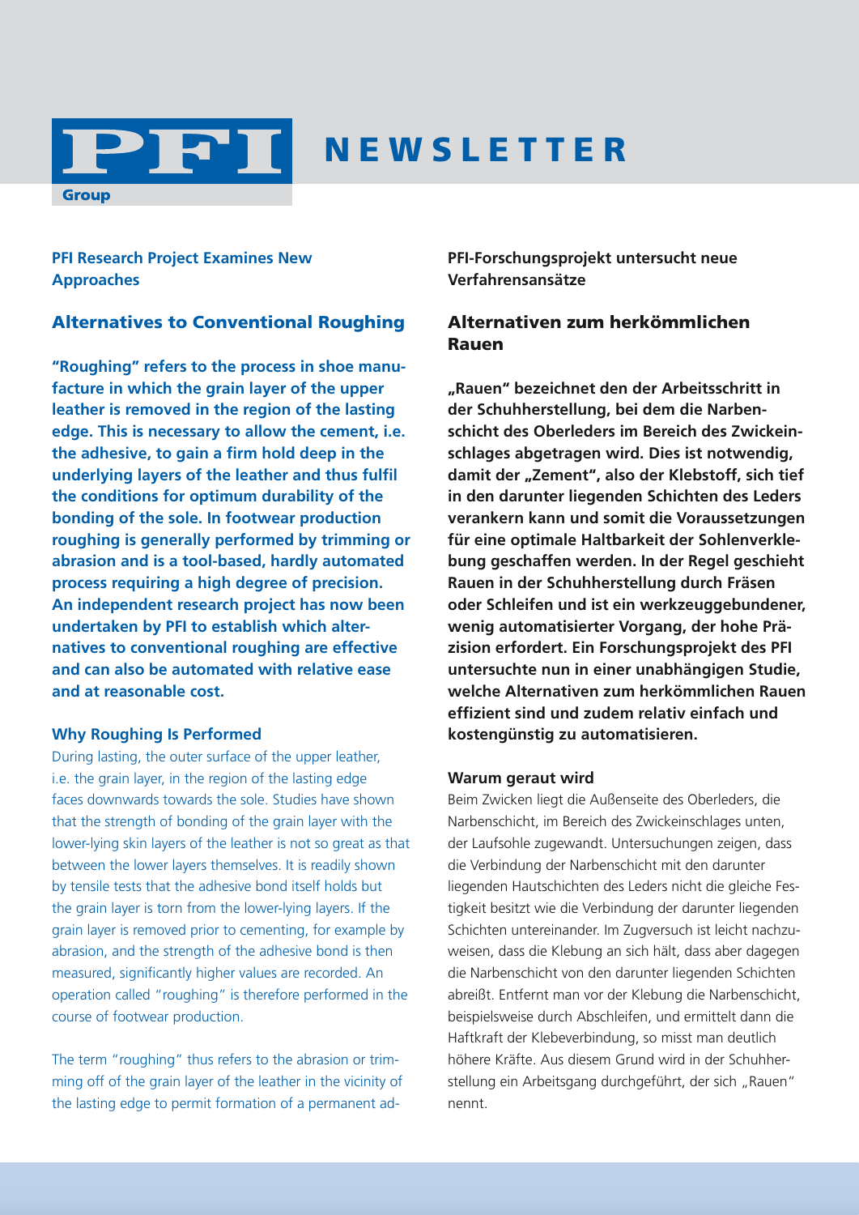# PFI NEWSLETTER

Group

**PFI Research Project Examines New Approaches**

## Alternatives to Conventional Roughing

**"Roughing" refers to the process in shoe manufacture in which the grain layer of the upper leather is removed in the region of the lasting edge. This is necessary to allow the cement, i.e. the adhesive, to gain a firm hold deep in the underlying layers of the leather and thus fulfil the conditions for optimum durability of the bonding of the sole. In footwear production roughing is generally performed by trimming or abrasion and is a tool-based, hardly automated process requiring a high degree of precision. An independent research project has now been undertaken by PFI to establish which alternatives to conventional roughing are effective and can also be automated with relative ease and at reasonable cost.**

### Why Roughing Is Performed

During lasting, the outer surface of the upper leather, i.e. the grain layer, in the region of the lasting edge faces downwards towards the sole. Studies have shown that the strength of bonding of the grain layer with the lower-lying skin layers of the leather is not so great as that between the lower layers themselves. It is readily shown by tensile tests that the adhesive bond itself holds but the grain layer is torn from the lower-lying layers. If the grain layer is removed prior to cementing, for example by abrasion, and the strength of the adhesive bond is then measured, significantly higher values are recorded. An operation called "roughing" is therefore performed in the course of footwear production.

The term "roughing" thus refers to the abrasion or trimming off of the grain layer of the leather in the vicinity of the lasting edge to permit formation of a permanent ad-

**PFI-Forschungsprojekt untersucht neue Verfahrensansätze**

## Alternativen zum herkömmlichen Rauen

**„Rauen" bezeichnet den der Arbeitsschritt in der Schuhherstellung, bei dem die Narbenschicht des Oberleders im Bereich des Zwickeinschlages abgetragen wird. Dies ist notwendig, damit der „Zement", also der Klebstoff, sich tief in den darunter liegenden Schichten des Leders verankern kann und somit die Voraussetzungen für eine optimale Haltbarkeit der Sohlenverklebung geschaffen werden. In der Regel geschieht Rauen in der Schuhherstellung durch Fräsen oder Schleifen und ist ein werkzeuggebundener, wenig automatisierter Vorgang, der hohe Präzision erfordert. Ein Forschungsprojekt des PFI untersuchte nun in einer unabhängigen Studie, welche Alternativen zum herkömmlichen Rauen effizient sind und zudem relativ einfach und kostengünstig zu automatisieren.**

### Warum geraut wird

Beim Zwicken liegt die Außenseite des Oberleders, die Narbenschicht, im Bereich des Zwickeinschlages unten, der Laufsohle zugewandt. Untersuchungen zeigen, dass die Verbindung der Narbenschicht mit den darunter liegenden Hautschichten des Leders nicht die gleiche Festigkeit besitzt wie die Verbindung der darunter liegenden Schichten untereinander. Im Zugversuch ist leicht nachzuweisen, dass die Klebung an sich hält, dass aber dagegen die Narbenschicht von den darunter liegenden Schichten abreißt. Entfernt man vor der Klebung die Narbenschicht, beispielsweise durch Abschleifen, und ermittelt dann die Haftkraft der Klebeverbindung, so misst man deutlich höhere Kräfte. Aus diesem Grund wird in der Schuhherstellung ein Arbeitsgang durchgeführt, der sich „Rauen" nennt.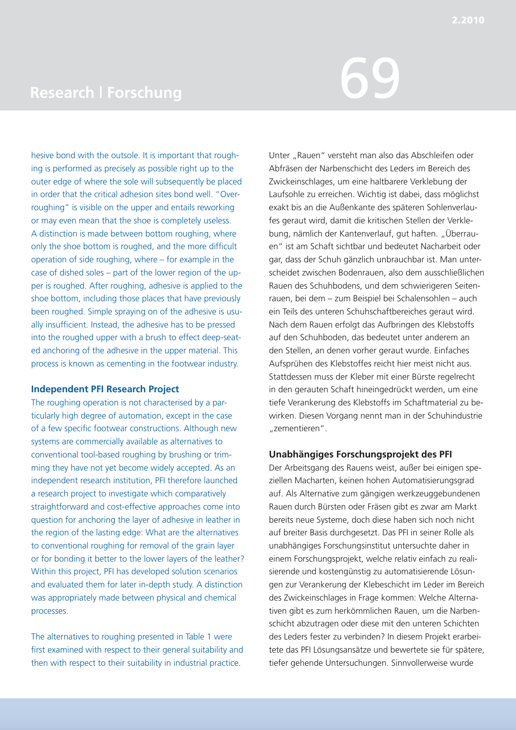hesive bond with the outsole. It is important that roughing is performed as precisely as possible right up to the outer edge of where the sole will subsequently be placed in order that the critical adhesion sites bond well. "Overroughing" is visible on the upper and entails reworking or may even mean that the shoe is completely useless. A distinction is made between bottom roughing, where only the shoe bottom is roughed, and the more difficult operation of side roughing, where – for example in the case of dished soles – part of the lower region of the upper is roughed. After roughing, adhesive is applied to the shoe bottom, including those places that have previously been roughed. Simple spraying on of the adhesive is usually insufficient. Instead, the adhesive has to be pressed into the roughed upper with a brush to effect deep-seated anchoring of the adhesive in the upper material. This process is known as cementing in the footwear industry.

### Independent PFI Research Project

The roughing operation is not characterised by a particularly high degree of automation, except in the case of a few specific footwear constructions. Although new systems are commercially available as alternatives to conventional tool-based roughing by brushing or trimming they have not yet become widely accepted. As an independent research institution, PFI therefore launched a research project to investigate which comparatively straightforward and cost-effective approaches come into question for anchoring the layer of adhesive in leather in the region of the lasting edge: What are the alternatives to conventional roughing for removal of the grain layer or for bonding it better to the lower layers of the leather? Within this project, PFI has developed solution scenarios and evaluated them for later in-depth study. A distinction was appropriately made between physical and chemical processes.

The alternatives to roughing presented in Table 1 were first examined with respect to their general suitability and then with respect to their suitability in industrial practice.

Unter „Rauen" versteht man also das Abschleifen oder Abfräsen der Narbenschicht des Leders im Bereich des Zwickeinschlages, um eine haltbarere Verklebung der Laufsohle zu erreichen. Wichtig ist dabei, dass möglichst exakt bis an die Außenkante des späteren Sohlenverlaufes geraut wird, damit die kritischen Stellen der Verklebung, nämlich der Kantenverlauf, gut haften. „Überrauen" ist am Schaft sichtbar und bedeutet Nacharbeit oder gar, dass der Schuh gänzlich unbrauchbar ist. Man unterscheidet zwischen Bodenrauen, also dem ausschließlichen Rauen des Schuhbodens, und dem schwierigeren Seitenrauen, bei dem – zum Beispiel bei Schalensohlen – auch ein Teils des unteren Schuhschaftbereiches geraut wird. Nach dem Rauen erfolgt das Aufbringen des Klebstoffs auf den Schuhboden, das bedeutet unter anderem an den Stellen, an denen vorher geraut wurde. Einfaches Aufsprühen des Klebstoffes reicht hier meist nicht aus. Stattdessen muss der Kleber mit einer Bürste regelrecht in den gerauten Schaft hineingedrückt werden, um eine tiefe Verankerung des Klebstoffs im Schaftmaterial zu bewirken. Diesen Vorgang nennt man in der Schuhindustrie „zementieren".

### Unabhängiges Forschungsprojekt des PFI

Der Arbeitsgang des Rauens weist, außer bei einigen speziellen Macharten, keinen hohen Automatisierungsgrad auf. Als Alternative zum gängigen werkzeuggebundenen Rauen durch Bürsten oder Fräsen gibt es zwar am Markt bereits neue Systeme, doch diese haben sich noch nicht auf breiter Basis durchgesetzt. Das PFI in seiner Rolle als unabhängiges Forschungsinstitut untersuchte daher in einem Forschungsprojekt, welche relativ einfach zu realisierende und kostengünstig zu automatisierende Lösungen zur Verankerung der Klebeschicht im Leder im Bereich des Zwickeinschlages in Frage kommen: Welche Alternativen gibt es zum herkömmlichen Rauen, um die Narbenschicht abzutragen oder diese mit den unteren Schichten des Leders fester zu verbinden? In diesem Projekt erarbeitete das PFI Lösungsansätze und bewertete sie für spätere, tiefer gehende Untersuchungen. Sinnvollerweise wurde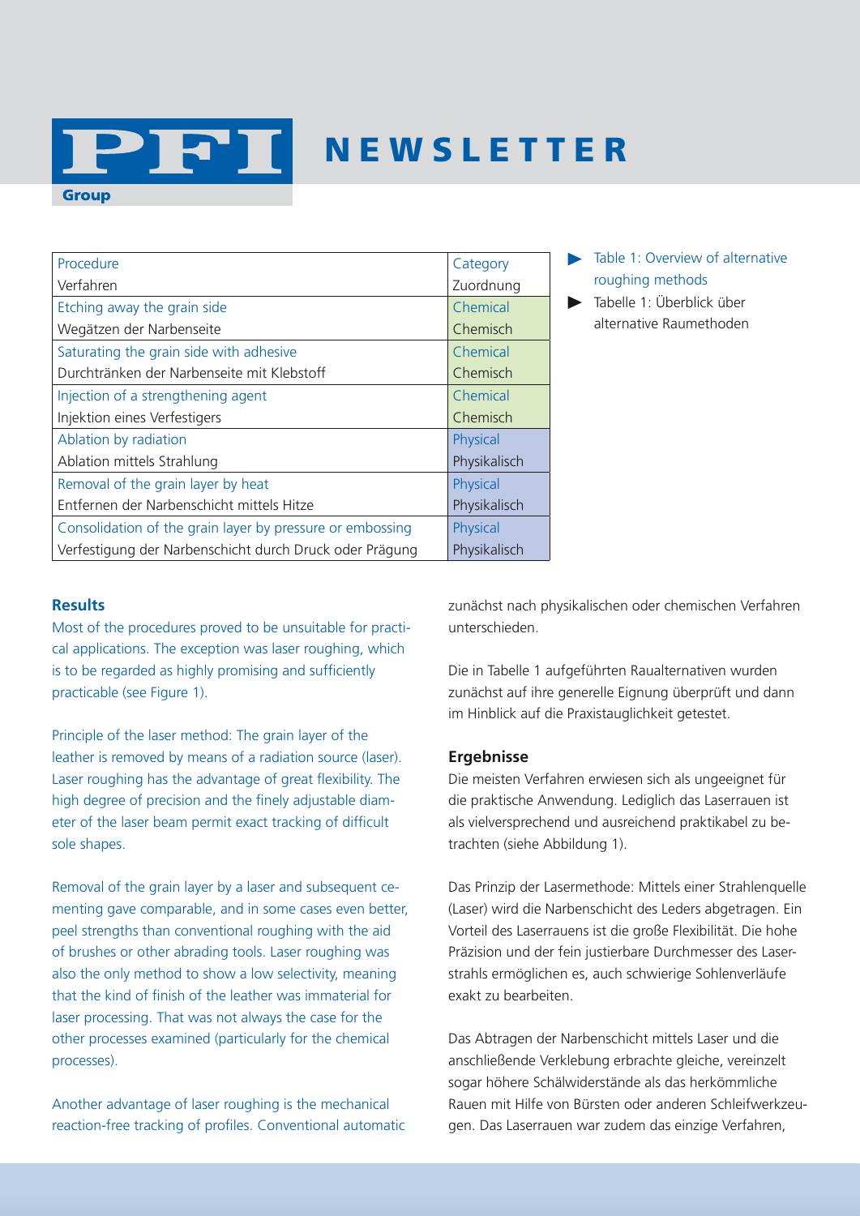| Procedure<br>Verfahren | Category<br>Zuordnung |
|---|---|
| Etching away the grain side<br>Wegätzen der Narbenseite | Chemical<br>Chemisch |
| Saturating the grain side with adhesive<br>Durchtränken der Narbenseite mit Klebstoff | Chemical<br>Chemisch |
| Injection of a strengthening agent<br>Injektion eines Verfestigers | Chemical<br>Chemisch |
| Ablation by radiation<br>Ablation mittels Strahlung | Physical<br>Physikalisch |
| Removal of the grain layer by heat<br>Entfernen der Narbenschicht mittels Hitze | Physical<br>Physikalisch |
| Consolidation of the grain layer by pressure or embossing<br>Verfestigung der Narbenschicht durch Druck oder Prägung | Physical<br>Physikalisch |

Table 1: Overview of alternative roughing methods

Tabelle 1: Überblick über alternative Raumethoden

### Results

Most of the procedures proved to be unsuitable for practical applications. The exception was laser roughing, which is to be regarded as highly promising and sufficiently practicable (see Figure 1).

Principle of the laser method: The grain layer of the leather is removed by means of a radiation source (laser). Laser roughing has the advantage of great flexibility. The high degree of precision and the finely adjustable diameter of the laser beam permit exact tracking of difficult sole shapes.

Removal of the grain layer by a laser and subsequent cementing gave comparable, and in some cases even better, peel strengths than conventional roughing with the aid of brushes or other abrading tools. Laser roughing was also the only method to show a low selectivity, meaning that the kind of finish of the leather was immaterial for laser processing. That was not always the case for the other processes examined (particularly for the chemical processes).

Another advantage of laser roughing is the mechanical reaction-free tracking of profiles. Conventional automatic

zunächst nach physikalischen oder chemischen Verfahren unterschieden.

Die in Tabelle 1 aufgeführten Raualternativen wurden zunächst auf ihre generelle Eignung überprüft und dann im Hinblick auf die Praxistauglichkeit getestet.

### Ergebnisse

Die meisten Verfahren erwiesen sich als ungeeignet für die praktische Anwendung. Lediglich das Laserrauen ist als vielversprechend und ausreichend praktikabel zu betrachten (siehe Abbildung 1).

Das Prinzip der Lasermethode: Mittels einer Strahlenquelle (Laser) wird die Narbenschicht des Leders abgetragen. Ein Vorteil des Laserrauens ist die große Flexibilität. Die hohe Präzision und der fein justierbare Durchmesser des Laserstrahls ermöglichen es, auch schwierige Sohlenverläufe exakt zu bearbeiten.

Das Abtragen der Narbenschicht mittels Laser und die anschließende Verklebung erbrachte gleiche, vereinzelt sogar höhere Schälwiderstände als das herkömmliche Rauen mit Hilfe von Bürsten oder anderen Schleifwerkzeugen. Das Laserrauen war zudem das einzige Verfahren,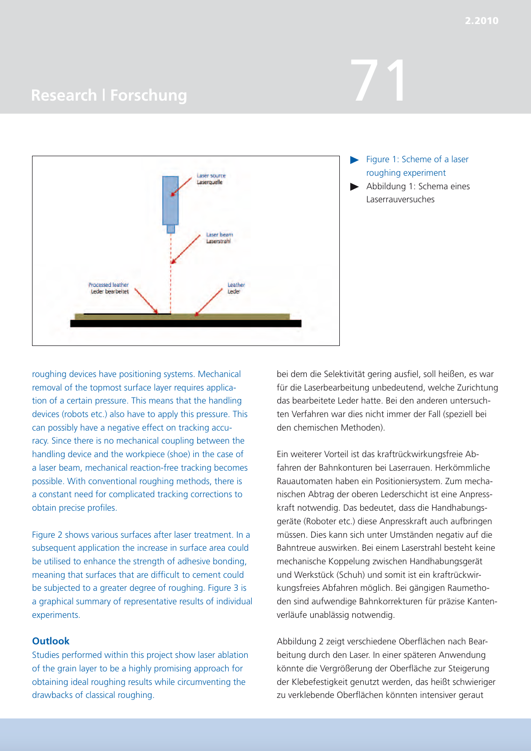Figure 1: Scheme of a laser roughing experiment

Abbildung 1: Schema eines Laserrauversuches

roughing devices have positioning systems. Mechanical removal of the topmost surface layer requires application of a certain pressure. This means that the handling devices (robots etc.) also have to apply this pressure. This can possibly have a negative effect on tracking accuracy. Since there is no mechanical coupling between the handling device and the workpiece (shoe) in the case of a laser beam, mechanical reaction-free tracking becomes possible. With conventional roughing methods, there is a constant need for complicated tracking corrections to obtain precise profiles.

Figure 2 shows various surfaces after laser treatment. In a subsequent application the increase in surface area could be utilised to enhance the strength of adhesive bonding, meaning that surfaces that are difficult to cement could be subjected to a greater degree of roughing. Figure 3 is a graphical summary of representative results of individual experiments.

## Outlook

Studies performed within this project show laser ablation of the grain layer to be a highly promising approach for obtaining ideal roughing results while circumventing the drawbacks of classical roughing.

bei dem die Selektivität gering ausfiel, soll heißen, es war für die Laserbearbeitung unbedeutend, welche Zurichtung das bearbeitete Leder hatte. Bei den anderen untersuchten Verfahren war dies nicht immer der Fall (speziell bei den chemischen Methoden).

Ein weiterer Vorteil ist das kraftrückwirkungsfreie Abfahren der Bahnkonturen bei Laserrauen. Herkömmliche Rauautomaten haben ein Positioniersystem. Zum mechanischen Abtrag der oberen Lederschicht ist eine Anpresskraft notwendig. Das bedeutet, dass die Handhabungsgeräte (Roboter etc.) diese Anpresskraft auch aufbringen müssen. Dies kann sich unter Umständen negativ auf die Bahntreue auswirken. Bei einem Laserstrahl besteht keine mechanische Koppelung zwischen Handhabungsgerät und Werkstück (Schuh) und somit ist ein kraftrückwirkungsfreies Abfahren möglich. Bei gängigen Raumethoden sind aufwendige Bahnkorrekturen für präzise Kantenverläufe unablässig notwendig.

Abbildung 2 zeigt verschiedene Oberflächen nach Bearbeitung durch den Laser. In einer späteren Anwendung könnte die Vergrößerung der Oberfläche zur Steigerung der Klebefestigkeit genutzt werden, das heißt schwieriger zu verklebende Oberflächen könnten intensiver geraut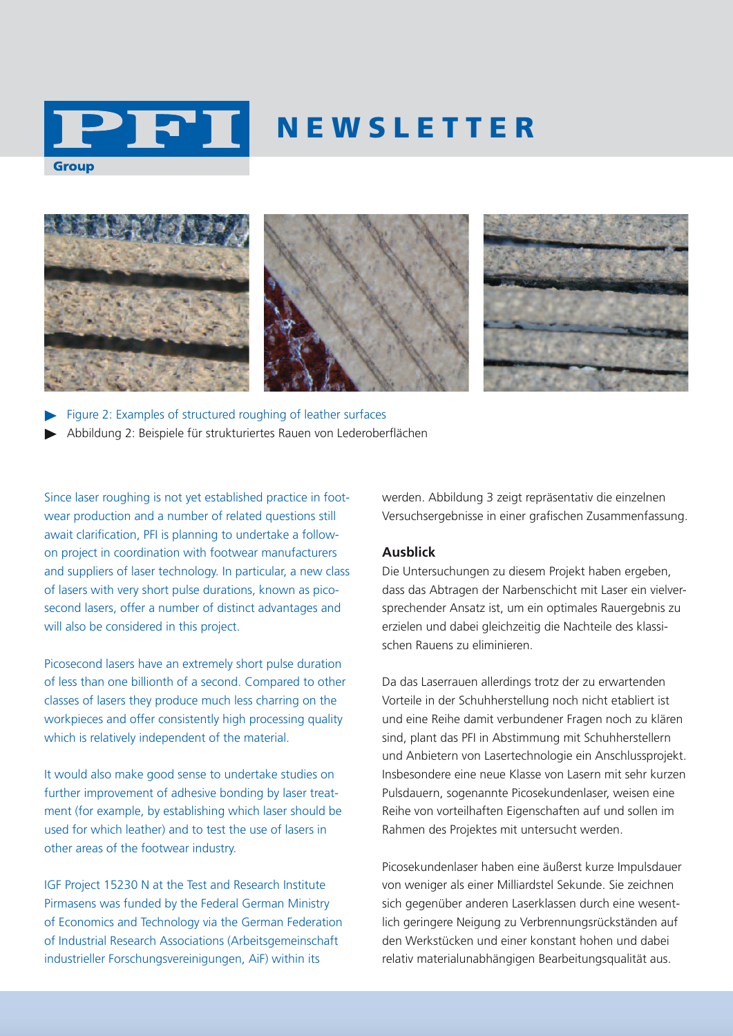Figure 2: Examples of structured roughing of leather surfaces

Abbildung 2: Beispiele für strukturiertes Rauen von Lederoberflächen

Since laser roughing is not yet established practice in footwear production and a number of related questions still await clarification, PFI is planning to undertake a follow-on project in coordination with footwear manufacturers and suppliers of laser technology. In particular, a new class of lasers with very short pulse durations, known as picosecond lasers, offer a number of distinct advantages and will also be considered in this project.

Picosecond lasers have an extremely short pulse duration of less than one billionth of a second. Compared to other classes of lasers they produce much less charring on the workpieces and offer consistently high processing quality which is relatively independent of the material.

It would also make good sense to undertake studies on further improvement of adhesive bonding by laser treatment (for example, by establishing which laser should be used for which leather) and to test the use of lasers in other areas of the footwear industry.

IGF Project 15230 N at the Test and Research Institute Pirmasens was funded by the Federal German Ministry of Economics and Technology via the German Federation of Industrial Research Associations (Arbeitsgemeinschaft industrieller Forschungsvereinigungen, AiF) within its

werden. Abbildung 3 zeigt repräsentativ die einzelnen Versuchsergebnisse in einer grafischen Zusammenfassung.

**Ausblick**

Die Untersuchungen zu diesem Projekt haben ergeben, dass das Abtragen der Narbenschicht mit Laser ein vielversprechender Ansatz ist, um ein optimales Rauergebnis zu erzielen und dabei gleichzeitig die Nachteile des klassischen Rauens zu eliminieren.

Da das Laserrauen allerdings trotz der zu erwartenden Vorteile in der Schuhherstellung noch nicht etabliert ist und eine Reihe damit verbundener Fragen noch zu klären sind, plant das PFI in Abstimmung mit Schuhherstellern und Anbietern von Lasertechnologie ein Anschlussprojekt. Insbesondere eine neue Klasse von Lasern mit sehr kurzen Pulsdauern, sogenannte Picosekundenlaser, weisen eine Reihe von vorteilhaften Eigenschaften auf und sollen im Rahmen des Projektes mit untersucht werden.

Picosekundenlaser haben eine äußerst kurze Impulsdauer von weniger als einer Milliardstel Sekunde. Sie zeichnen sich gegenüber anderen Laserklassen durch eine wesentlich geringere Neigung zu Verbrennungsrückständen auf den Werkstücken und einer konstant hohen und dabei relativ materialunabhängigen Bearbeitungsqualität aus.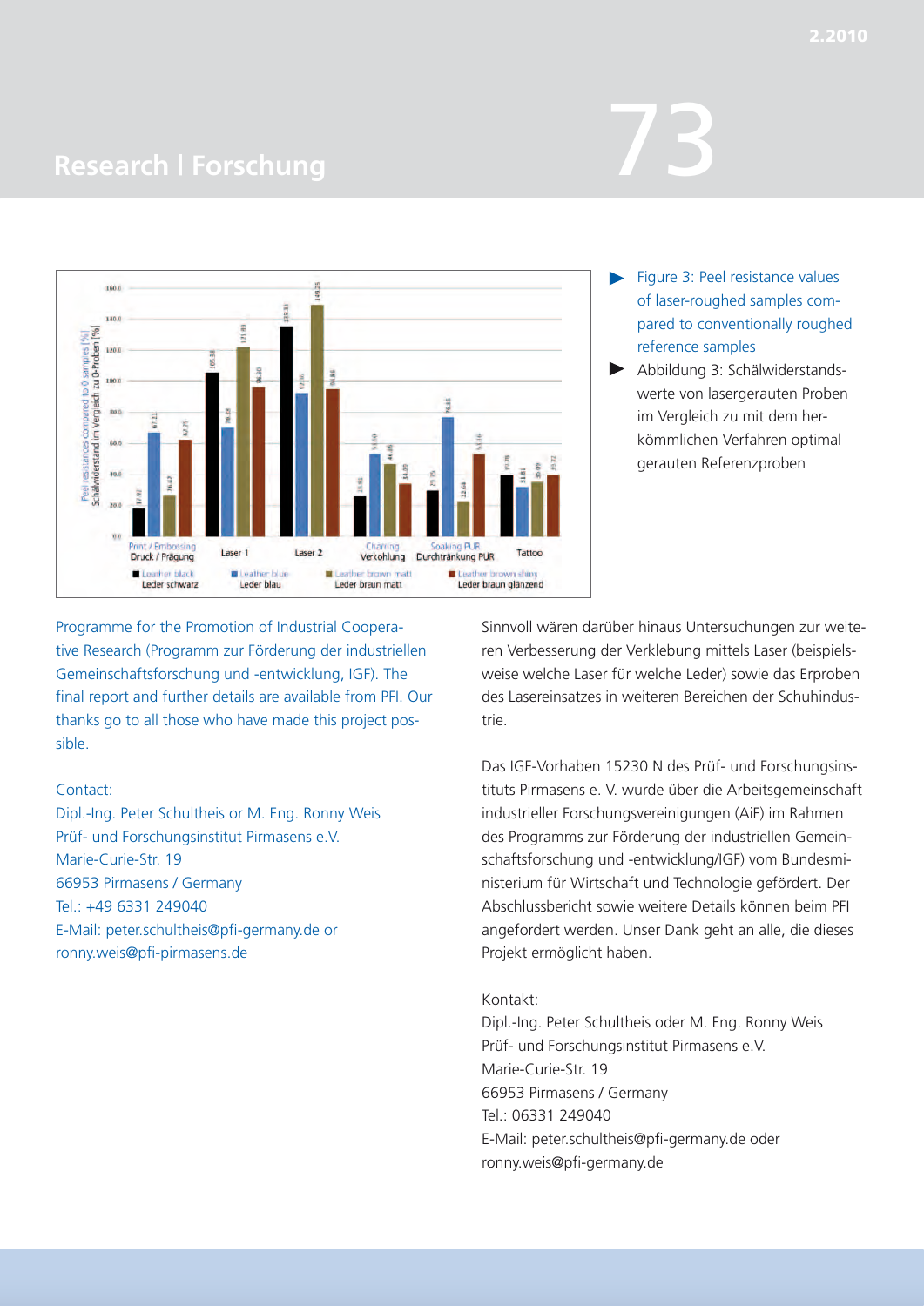160.0
140.0
120.0
100.0
80.0
60.0
40.0
20.0
0.0

Peel resistances compared to 0 samples [%]
Schälwiderstand im Vergleich zu 0-Proben [%]

Print / Embossing
Druck / Prägung

Laser 1

Laser 2

Charring
Verkohlung

Soaking PUR
Durchtränkung PUR

Tattoo

Leather black
Leder schwarz

Leather blue
Leder blau

Leather brown matt
Leder braun matt

Leather brown shiny
Leder braun glänzend

▶ Figure 3: Peel resistance values of laser-roughed samples compared to conventionally roughed reference samples

▶ Abbildung 3: Schälwiderstandswerte von lasergerauten Proben im Vergleich zu mit dem herkömmlichen Verfahren optimal gerauten Referenzproben

Programme for the Promotion of Industrial Cooperative Research (Programm zur Förderung der industriellen Gemeinschaftsforschung und -entwicklung, IGF). The final report and further details are available from PFI. Our thanks go to all those who have made this project possible.

Contact:
Dipl.-Ing. Peter Schultheis or M. Eng. Ronny Weis
Prüf- und Forschungsinstitut Pirmasens e.V.
Marie-Curie-Str. 19
66953 Pirmasens / Germany
Tel.: +49 6331 249040
E-Mail: peter.schultheis@pfi-germany.de or
ronny.weis@pfi-pirmasens.de

Sinnvoll wären darüber hinaus Untersuchungen zur weiteren Verbesserung der Verklebung mittels Laser (beispielsweise welche Laser für welche Leder) sowie das Erproben des Lasereinsatzes in weiteren Bereichen der Schuhindustrie.

Das IGF-Vorhaben 15230 N des Prüf- und Forschungsinstituts Pirmasens e. V. wurde über die Arbeitsgemeinschaft industrieller Forschungsvereinigungen (AiF) im Rahmen des Programms zur Förderung der industriellen Gemeinschaftsforschung und -entwicklung/IGF) vom Bundesministerium für Wirtschaft und Technologie gefördert. Der Abschlussbericht sowie weitere Details können beim PFI angefordert werden. Unser Dank geht an alle, die dieses Projekt ermöglicht haben.

Kontakt:
Dipl.-Ing. Peter Schultheis oder M. Eng. Ronny Weis
Prüf- und Forschungsinstitut Pirmasens e.V.
Marie-Curie-Str. 19
66953 Pirmasens / Germany
Tel.: 06331 249040
E-Mail: peter.schultheis@pfi-germany.de oder
ronny.weis@pfi-germany.de